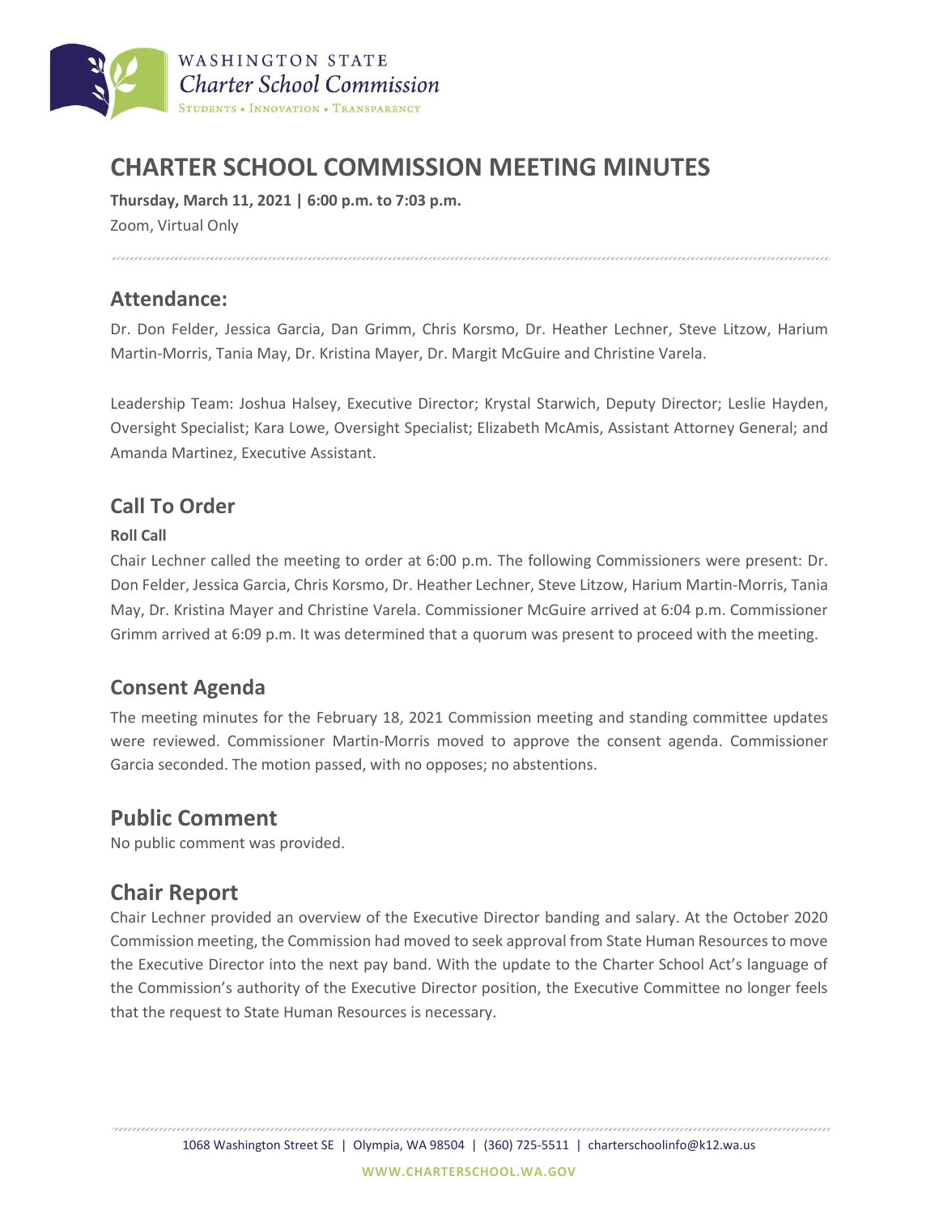# CHARTER SCHOOL COMMISSION MEETING MINUTES

**Thursday, March 11, 2021 | 6:00 p.m. to 7:03 p.m.**
Zoom, Virtual Only

## Attendance:

Dr. Don Felder, Jessica Garcia, Dan Grimm, Chris Korsmo, Dr. Heather Lechner, Steve Litzow, Harium Martin-Morris, Tania May, Dr. Kristina Mayer, Dr. Margit McGuire and Christine Varela.

Leadership Team: Joshua Halsey, Executive Director; Krystal Starwich, Deputy Director; Leslie Hayden, Oversight Specialist; Kara Lowe, Oversight Specialist; Elizabeth McAmis, Assistant Attorney General; and Amanda Martinez, Executive Assistant.

## Call To Order

**Roll Call**

Chair Lechner called the meeting to order at 6:00 p.m. The following Commissioners were present: Dr. Don Felder, Jessica Garcia, Chris Korsmo, Dr. Heather Lechner, Steve Litzow, Harium Martin-Morris, Tania May, Dr. Kristina Mayer and Christine Varela. Commissioner McGuire arrived at 6:04 p.m. Commissioner Grimm arrived at 6:09 p.m. It was determined that a quorum was present to proceed with the meeting.

## Consent Agenda

The meeting minutes for the February 18, 2021 Commission meeting and standing committee updates were reviewed. Commissioner Martin-Morris moved to approve the consent agenda. Commissioner Garcia seconded. The motion passed, with no opposes; no abstentions.

## Public Comment

No public comment was provided.

## Chair Report

Chair Lechner provided an overview of the Executive Director banding and salary. At the October 2020 Commission meeting, the Commission had moved to seek approval from State Human Resources to move the Executive Director into the next pay band. With the update to the Charter School Act's language of the Commission's authority of the Executive Director position, the Executive Committee no longer feels that the request to State Human Resources is necessary.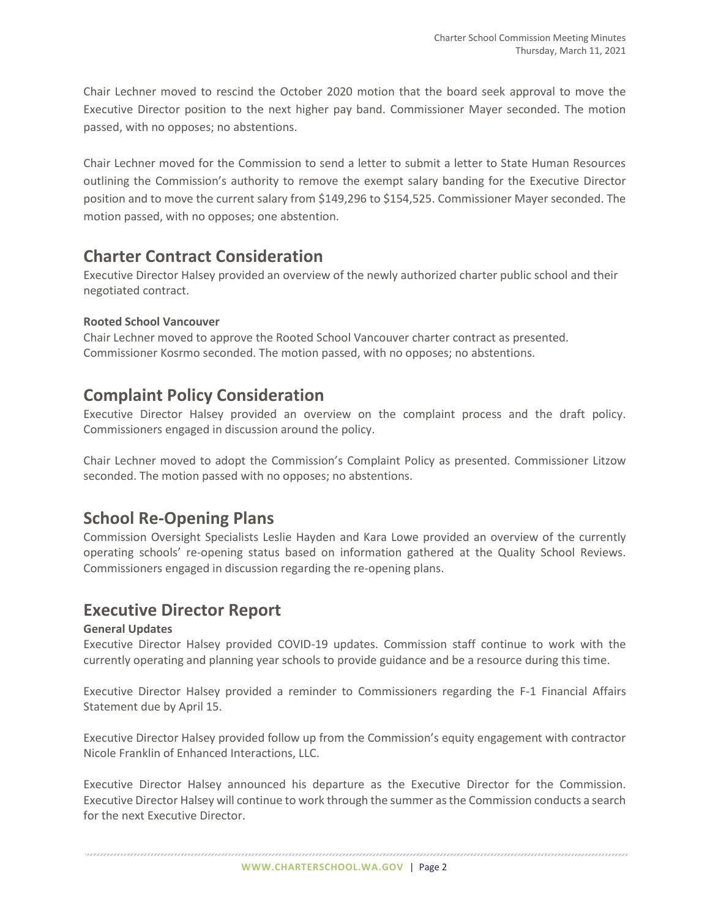Chair Lechner moved to rescind the October 2020 motion that the board seek approval to move the Executive Director position to the next higher pay band. Commissioner Mayer seconded. The motion passed, with no opposes; no abstentions.

Chair Lechner moved for the Commission to send a letter to submit a letter to State Human Resources outlining the Commission's authority to remove the exempt salary banding for the Executive Director position and to move the current salary from $149,296 to $154,525. Commissioner Mayer seconded. The motion passed, with no opposes; one abstention.

## Charter Contract Consideration

Executive Director Halsey provided an overview of the newly authorized charter public school and their negotiated contract.

**Rooted School Vancouver**

Chair Lechner moved to approve the Rooted School Vancouver charter contract as presented. Commissioner Kosrmo seconded. The motion passed, with no opposes; no abstentions.

## Complaint Policy Consideration

Executive Director Halsey provided an overview on the complaint process and the draft policy. Commissioners engaged in discussion around the policy.

Chair Lechner moved to adopt the Commission's Complaint Policy as presented. Commissioner Litzow seconded. The motion passed with no opposes; no abstentions.

## School Re-Opening Plans

Commission Oversight Specialists Leslie Hayden and Kara Lowe provided an overview of the currently operating schools' re-opening status based on information gathered at the Quality School Reviews. Commissioners engaged in discussion regarding the re-opening plans.

## Executive Director Report

**General Updates**

Executive Director Halsey provided COVID-19 updates. Commission staff continue to work with the currently operating and planning year schools to provide guidance and be a resource during this time.

Executive Director Halsey provided a reminder to Commissioners regarding the F-1 Financial Affairs Statement due by April 15.

Executive Director Halsey provided follow up from the Commission's equity engagement with contractor Nicole Franklin of Enhanced Interactions, LLC.

Executive Director Halsey announced his departure as the Executive Director for the Commission. Executive Director Halsey will continue to work through the summer as the Commission conducts a search for the next Executive Director.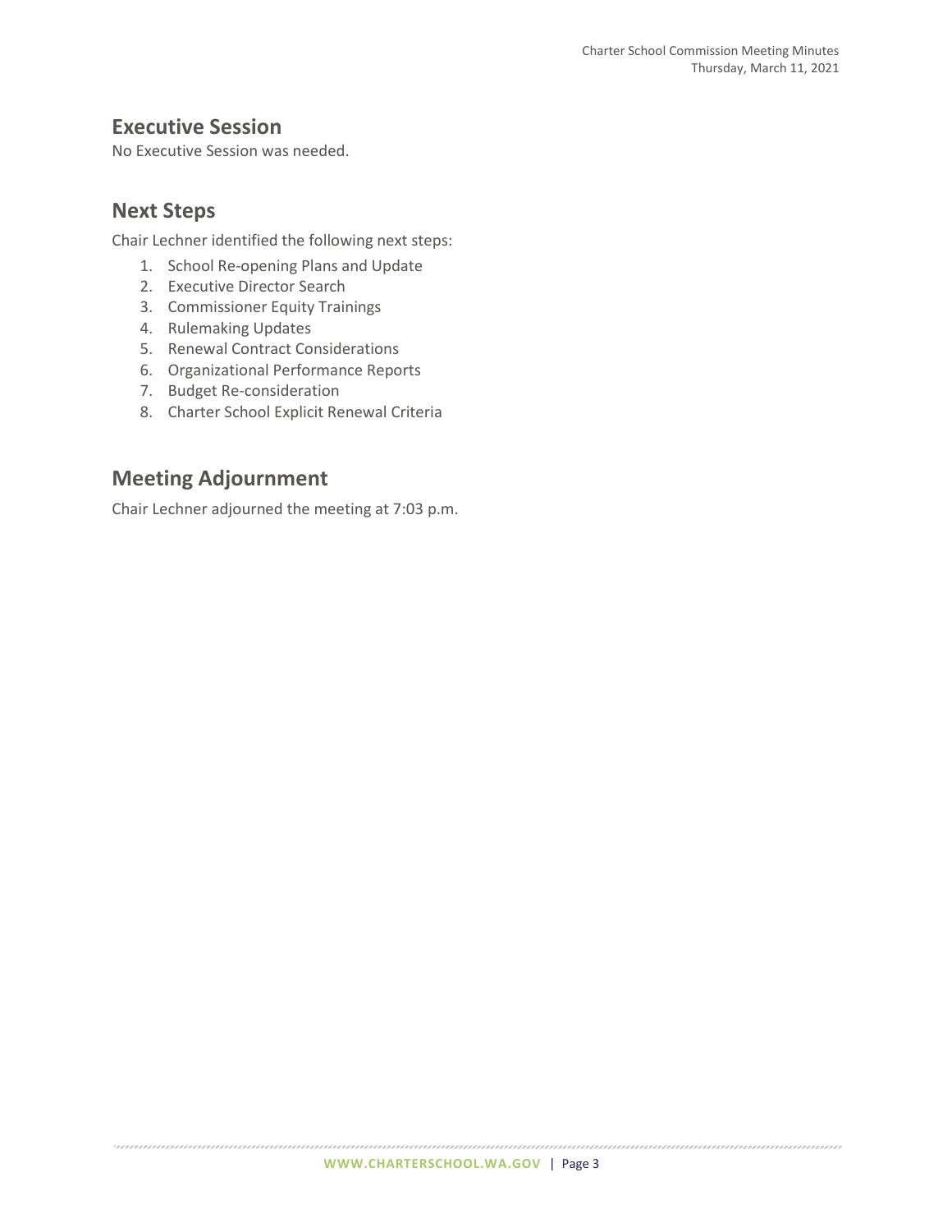## Executive Session

No Executive Session was needed.

## Next Steps

Chair Lechner identified the following next steps:

1. School Re-opening Plans and Update
2. Executive Director Search
3. Commissioner Equity Trainings
4. Rulemaking Updates
5. Renewal Contract Considerations
6. Organizational Performance Reports
7. Budget Re-consideration
8. Charter School Explicit Renewal Criteria

## Meeting Adjournment

Chair Lechner adjourned the meeting at 7:03 p.m.